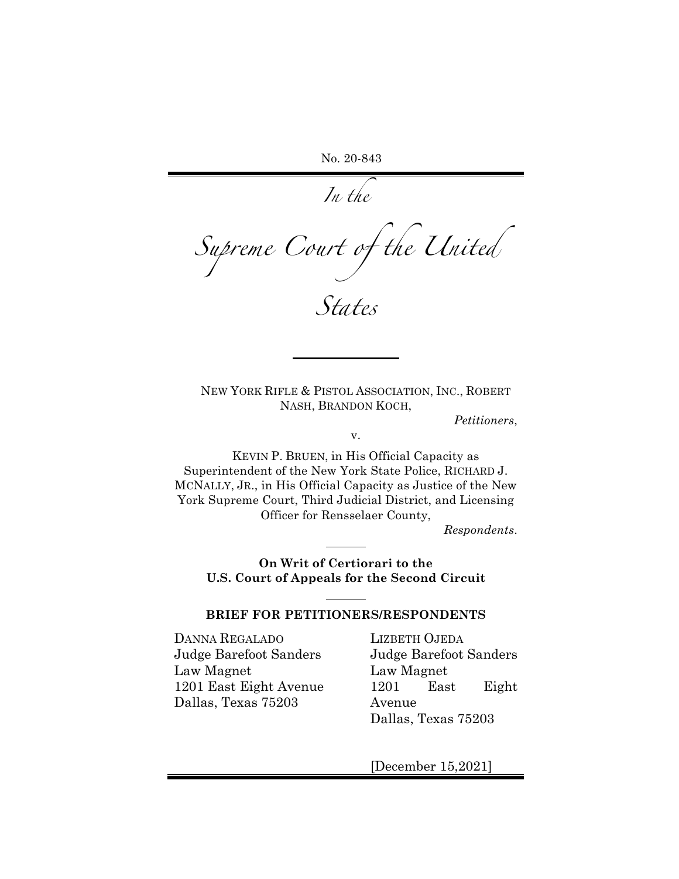No. 20-843

*In the*

# *Supreme Court of the United States*

NEW YORK RIFLE & PISTOL ASSOCIATION, INC., ROBERT NASH, BRANDON KOCH,

*Petitioners*,

v.

KEVIN P. BRUEN, in His Official Capacity as Superintendent of the New York State Police, RICHARD J. MCNALLY, JR., in His Official Capacity as Justice of the New York Supreme Court, Third Judicial District, and Licensing Officer for Rensselaer County,

*Respondents*.

**On Writ of Certiorari to the U.S. Court of Appeals for the Second Circuit**

**BRIEF FOR PETITIONERS/RESPONDENTS**

DANNA REGALADO
Judge Barefoot Sanders Law Magnet
1201 East Eight Avenue
Dallas, Texas 75203

LIZBETH OJEDA
Judge Barefoot Sanders Law Magnet
1201 East Eight Avenue
Dallas, Texas 75203

[December 15,2021]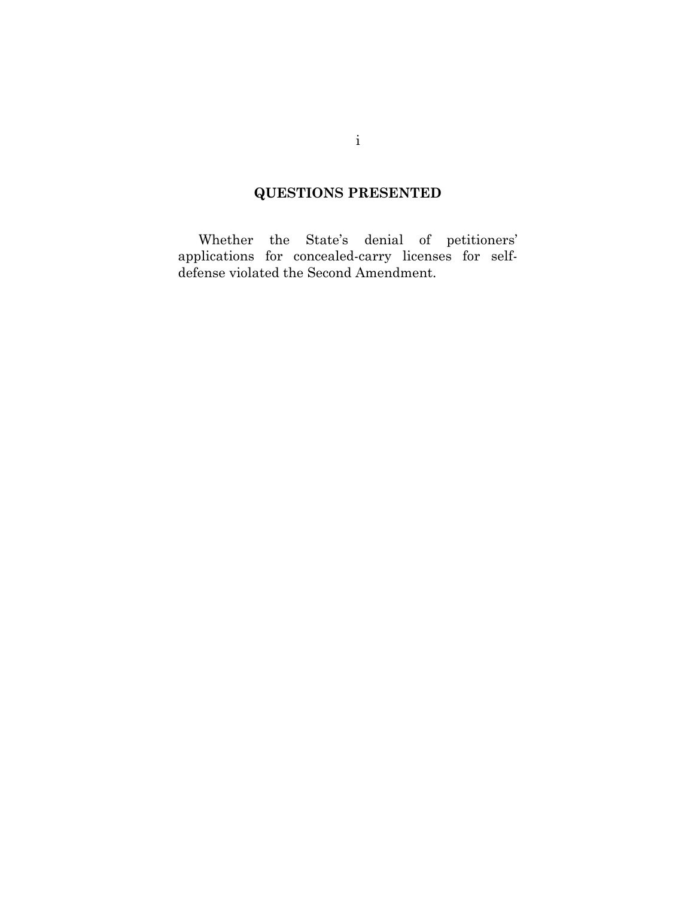## QUESTIONS PRESENTED

Whether the State's denial of petitioners' applications for concealed-carry licenses for self-defense violated the Second Amendment.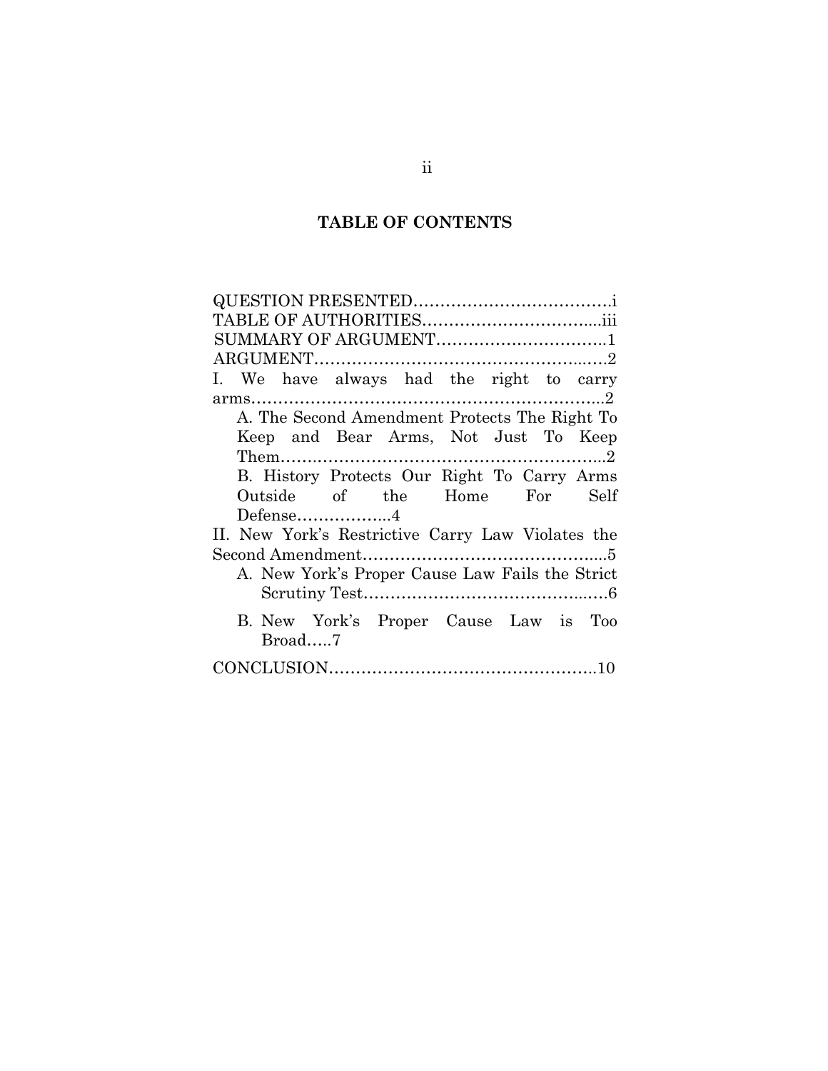## TABLE OF CONTENTS

QUESTION PRESENTED……………………………….i
TABLE OF AUTHORITIES…………………………....iii
SUMMARY OF ARGUMENT…………………………..1
ARGUMENT……………………………………………..…2
I. We have always had the right to carry arms…………………………………………………………..2
   A. The Second Amendment Protects The Right To Keep and Bear Arms, Not Just To Keep Them…….………………………………………………...2
   B. History Protects Our Right To Carry Arms Outside of the Home For Self Defense……………...4
II. New York's Restrictive Carry Law Violates the Second Amendment………………………………………....5
   A. New York's Proper Cause Law Fails the Strict Scrutiny Test……………………………………...….6
   B. New York's Proper Cause Law is Too Broad…..7
CONCLUSION…………………………………………..10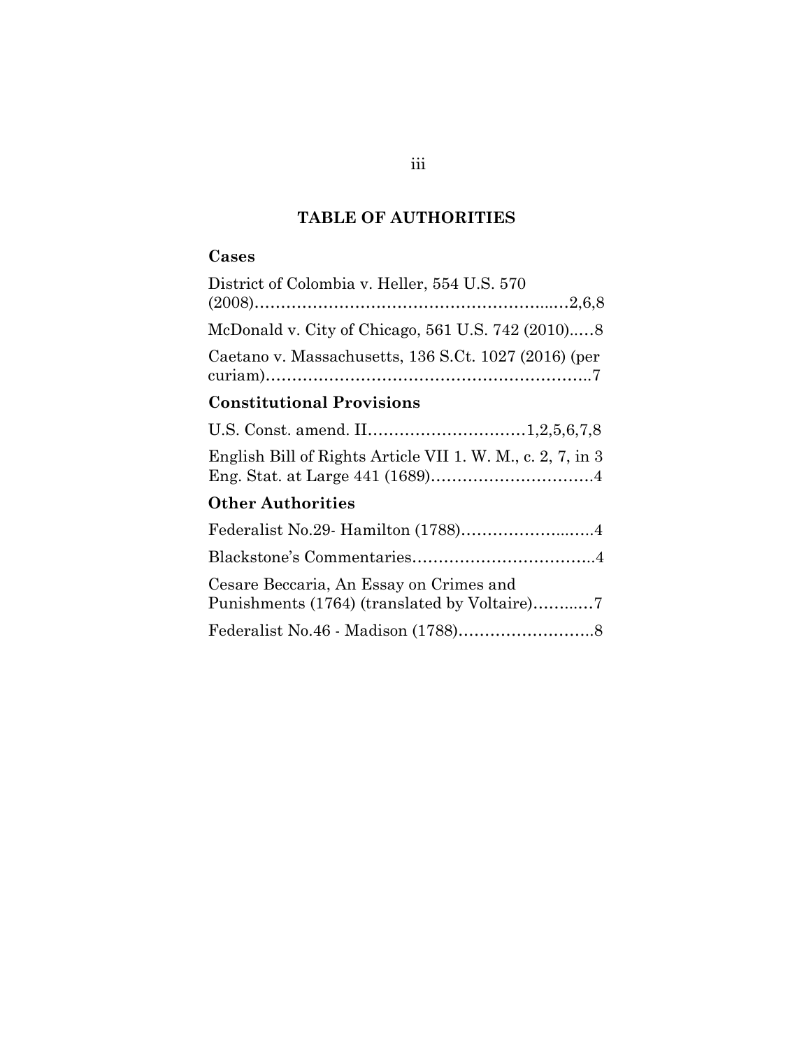# TABLE OF AUTHORITIES

## Cases

District of Colombia v. Heller, 554 U.S. 570 (2008)…………………………………………………..…2,6,8

McDonald v. City of Chicago, 561 U.S. 742 (2010)..…8

Caetano v. Massachusetts, 136 S.Ct. 1027 (2016) (per curiam)……………………………………………………..7

## Constitutional Provisions

U.S. Const. amend. II…………………………1,2,5,6,7,8

English Bill of Rights Article VII 1. W. M., c. 2, 7, in 3 Eng. Stat. at Large 441 (1689)…………………………4

## Other Authorities

Federalist No.29- Hamilton (1788)…………………..…..4

Blackstone's Commentaries……………………………..4

Cesare Beccaria, An Essay on Crimes and Punishments (1764) (translated by Voltaire)……..…7

Federalist No.46 - Madison (1788)……………………..8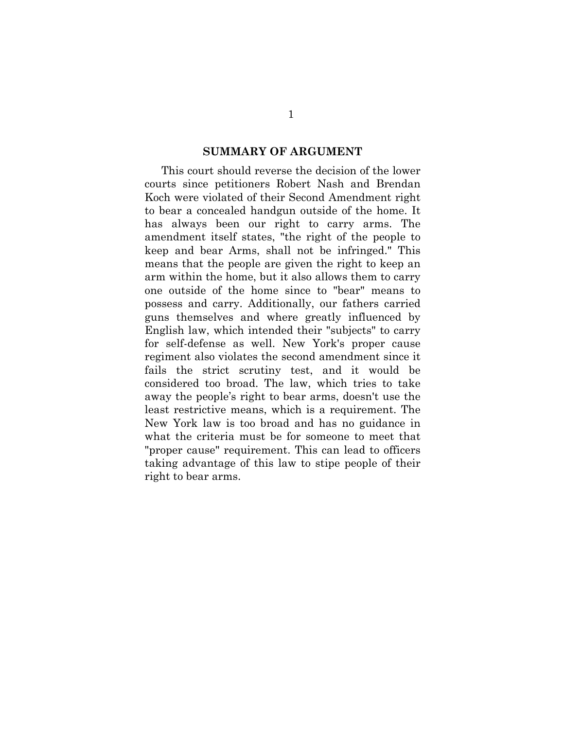## SUMMARY OF ARGUMENT

This court should reverse the decision of the lower courts since petitioners Robert Nash and Brendan Koch were violated of their Second Amendment right to bear a concealed handgun outside of the home. It has always been our right to carry arms. The amendment itself states, "the right of the people to keep and bear Arms, shall not be infringed." This means that the people are given the right to keep an arm within the home, but it also allows them to carry one outside of the home since to "bear" means to possess and carry. Additionally, our fathers carried guns themselves and where greatly influenced by English law, which intended their "subjects" to carry for self-defense as well. New York's proper cause regiment also violates the second amendment since it fails the strict scrutiny test, and it would be considered too broad. The law, which tries to take away the people's right to bear arms, doesn't use the least restrictive means, which is a requirement. The New York law is too broad and has no guidance in what the criteria must be for someone to meet that "proper cause" requirement. This can lead to officers taking advantage of this law to stipe people of their right to bear arms.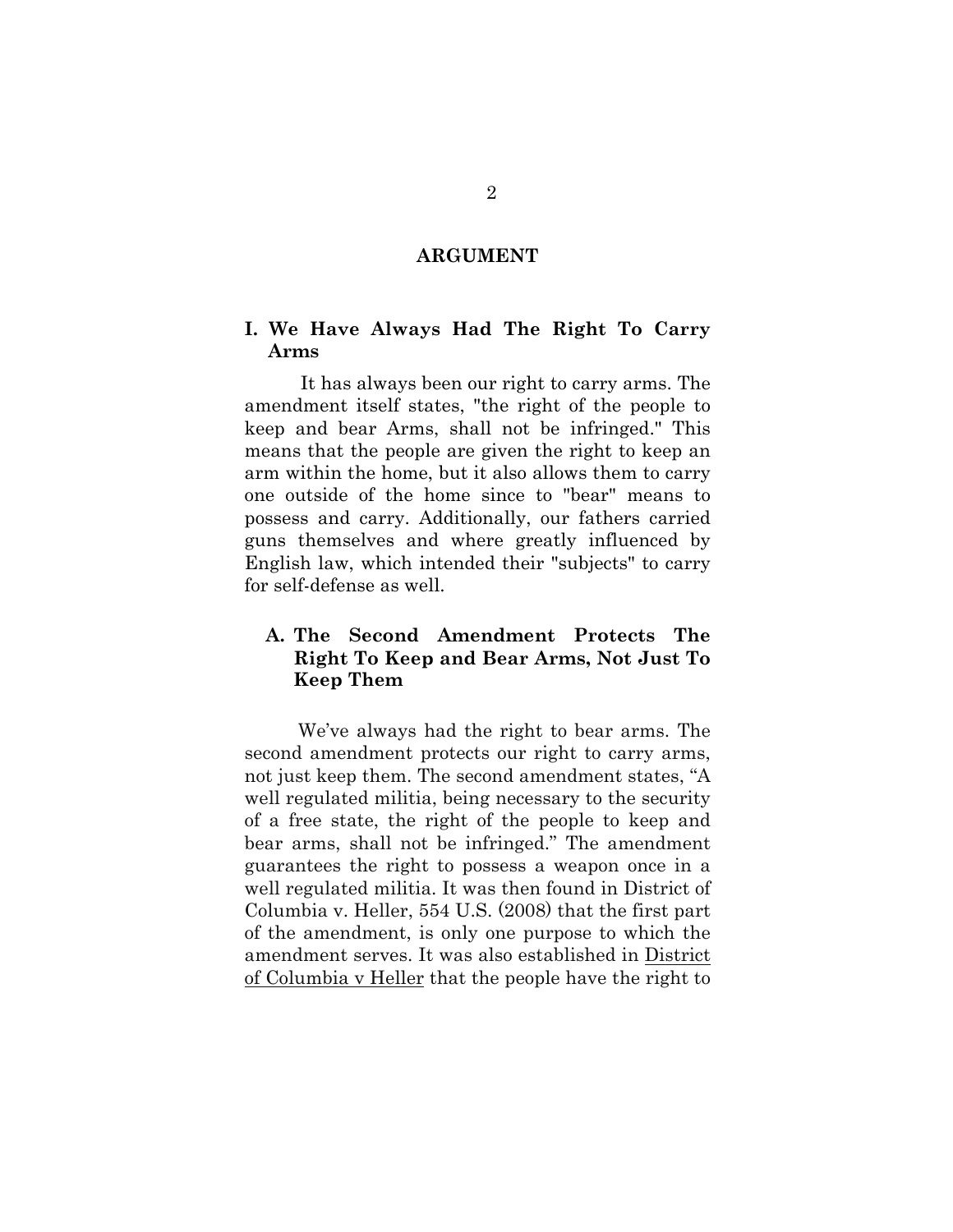## ARGUMENT

### I. We Have Always Had The Right To Carry Arms

It has always been our right to carry arms. The amendment itself states, "the right of the people to keep and bear Arms, shall not be infringed." This means that the people are given the right to keep an arm within the home, but it also allows them to carry one outside of the home since to "bear" means to possess and carry. Additionally, our fathers carried guns themselves and where greatly influenced by English law, which intended their "subjects" to carry for self-defense as well.

#### A. The Second Amendment Protects The Right To Keep and Bear Arms, Not Just To Keep Them

We've always had the right to bear arms. The second amendment protects our right to carry arms, not just keep them. The second amendment states, "A well regulated militia, being necessary to the security of a free state, the right of the people to keep and bear arms, shall not be infringed." The amendment guarantees the right to possess a weapon once in a well regulated militia. It was then found in District of Columbia v. Heller, 554 U.S. (2008) that the first part of the amendment, is only one purpose to which the amendment serves. It was also established in <u>District of Columbia v Heller</u> that the people have the right to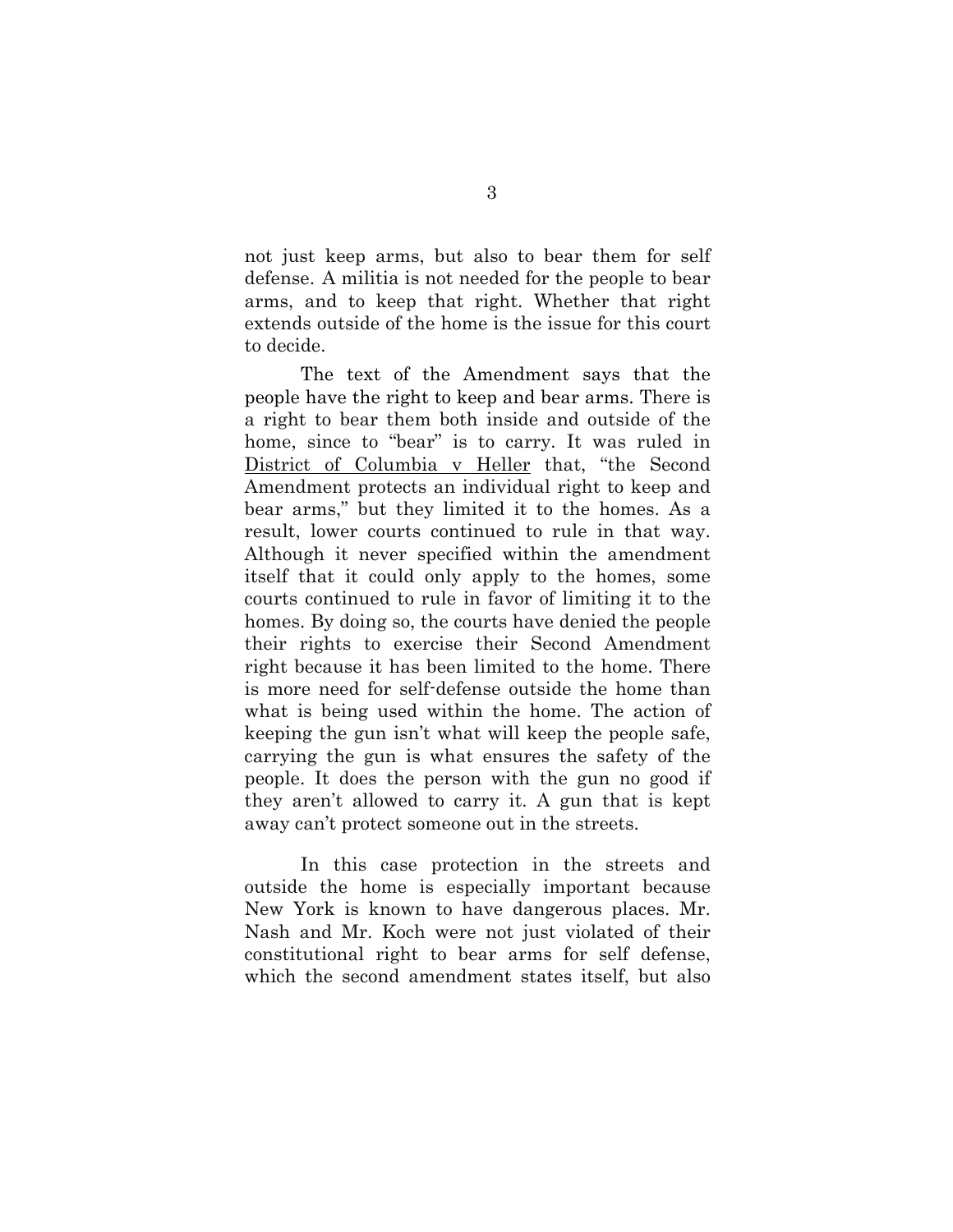not just keep arms, but also to bear them for self defense. A militia is not needed for the people to bear arms, and to keep that right. Whether that right extends outside of the home is the issue for this court to decide.

The text of the Amendment says that the people have the right to keep and bear arms. There is a right to bear them both inside and outside of the home, since to "bear" is to carry. It was ruled in District of Columbia v Heller that, "the Second Amendment protects an individual right to keep and bear arms," but they limited it to the homes. As a result, lower courts continued to rule in that way. Although it never specified within the amendment itself that it could only apply to the homes, some courts continued to rule in favor of limiting it to the homes. By doing so, the courts have denied the people their rights to exercise their Second Amendment right because it has been limited to the home. There is more need for self-defense outside the home than what is being used within the home. The action of keeping the gun isn't what will keep the people safe, carrying the gun is what ensures the safety of the people. It does the person with the gun no good if they aren't allowed to carry it. A gun that is kept away can't protect someone out in the streets.

In this case protection in the streets and outside the home is especially important because New York is known to have dangerous places. Mr. Nash and Mr. Koch were not just violated of their constitutional right to bear arms for self defense, which the second amendment states itself, but also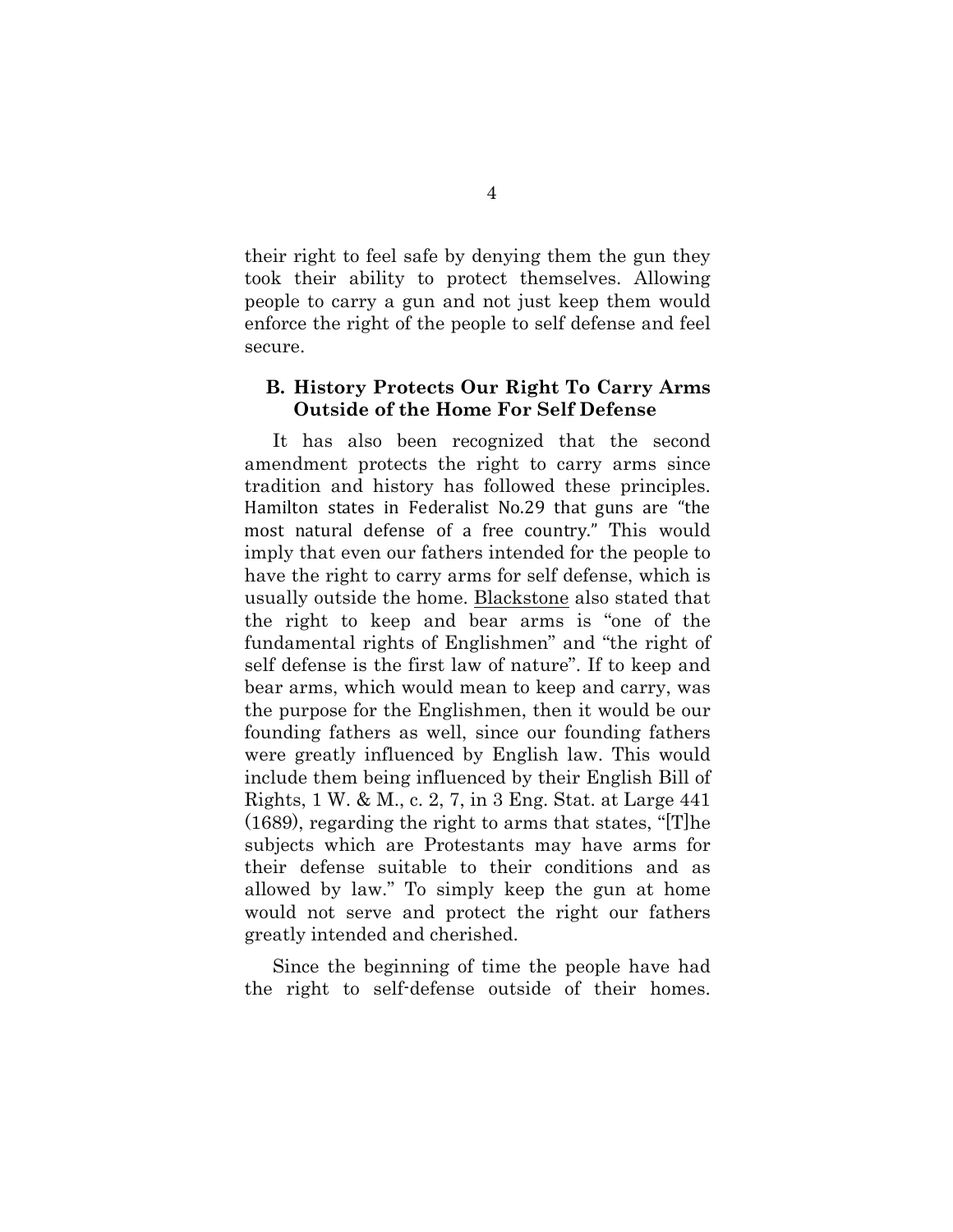their right to feel safe by denying them the gun they took their ability to protect themselves. Allowing people to carry a gun and not just keep them would enforce the right of the people to self defense and feel secure.

### B. History Protects Our Right To Carry Arms Outside of the Home For Self Defense

It has also been recognized that the second amendment protects the right to carry arms since tradition and history has followed these principles. Hamilton states in Federalist No.29 that guns are "the most natural defense of a free country." This would imply that even our fathers intended for the people to have the right to carry arms for self defense, which is usually outside the home. Blackstone also stated that the right to keep and bear arms is "one of the fundamental rights of Englishmen" and "the right of self defense is the first law of nature". If to keep and bear arms, which would mean to keep and carry, was the purpose for the Englishmen, then it would be our founding fathers as well, since our founding fathers were greatly influenced by English law. This would include them being influenced by their English Bill of Rights, 1 W. & M., c. 2, 7, in 3 Eng. Stat. at Large 441 (1689), regarding the right to arms that states, "[T]he subjects which are Protestants may have arms for their defense suitable to their conditions and as allowed by law." To simply keep the gun at home would not serve and protect the right our fathers greatly intended and cherished.

Since the beginning of time the people have had the right to self-defense outside of their homes.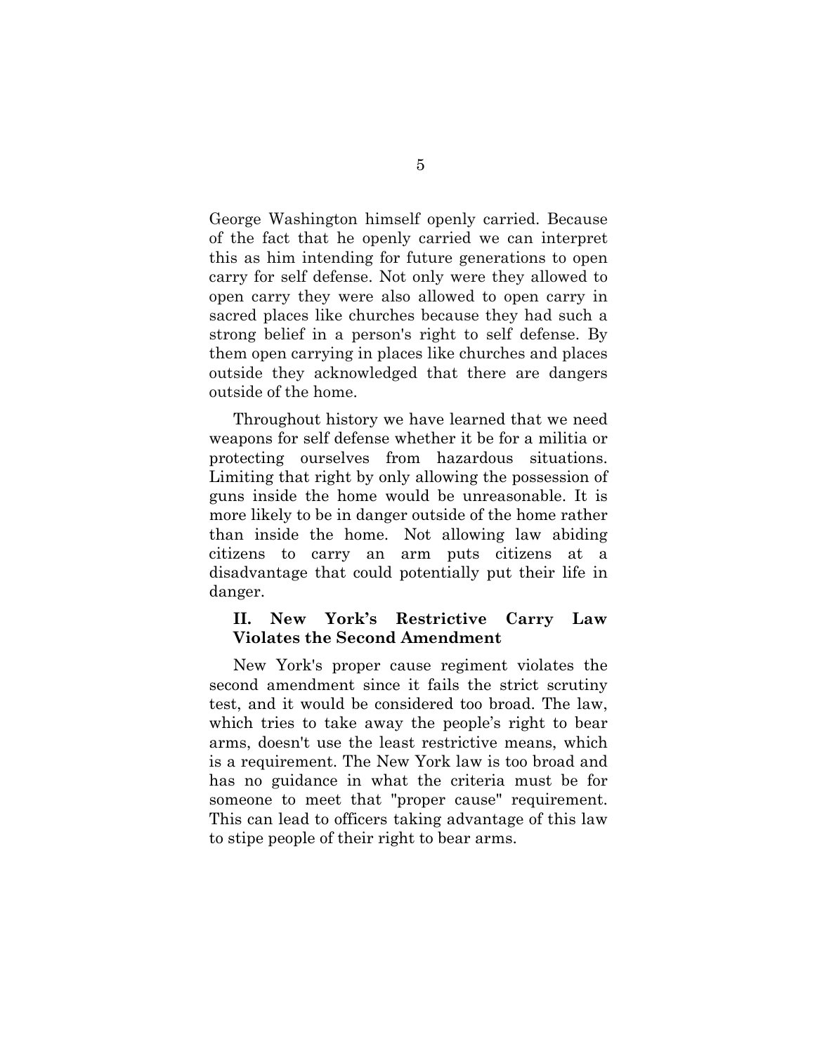George Washington himself openly carried. Because of the fact that he openly carried we can interpret this as him intending for future generations to open carry for self defense. Not only were they allowed to open carry they were also allowed to open carry in sacred places like churches because they had such a strong belief in a person's right to self defense. By them open carrying in places like churches and places outside they acknowledged that there are dangers outside of the home.

Throughout history we have learned that we need weapons for self defense whether it be for a militia or protecting ourselves from hazardous situations. Limiting that right by only allowing the possession of guns inside the home would be unreasonable. It is more likely to be in danger outside of the home rather than inside the home. Not allowing law abiding citizens to carry an arm puts citizens at a disadvantage that could potentially put their life in danger.

### II. New York's Restrictive Carry Law Violates the Second Amendment

New York's proper cause regiment violates the second amendment since it fails the strict scrutiny test, and it would be considered too broad. The law, which tries to take away the people's right to bear arms, doesn't use the least restrictive means, which is a requirement. The New York law is too broad and has no guidance in what the criteria must be for someone to meet that "proper cause" requirement. This can lead to officers taking advantage of this law to stipe people of their right to bear arms.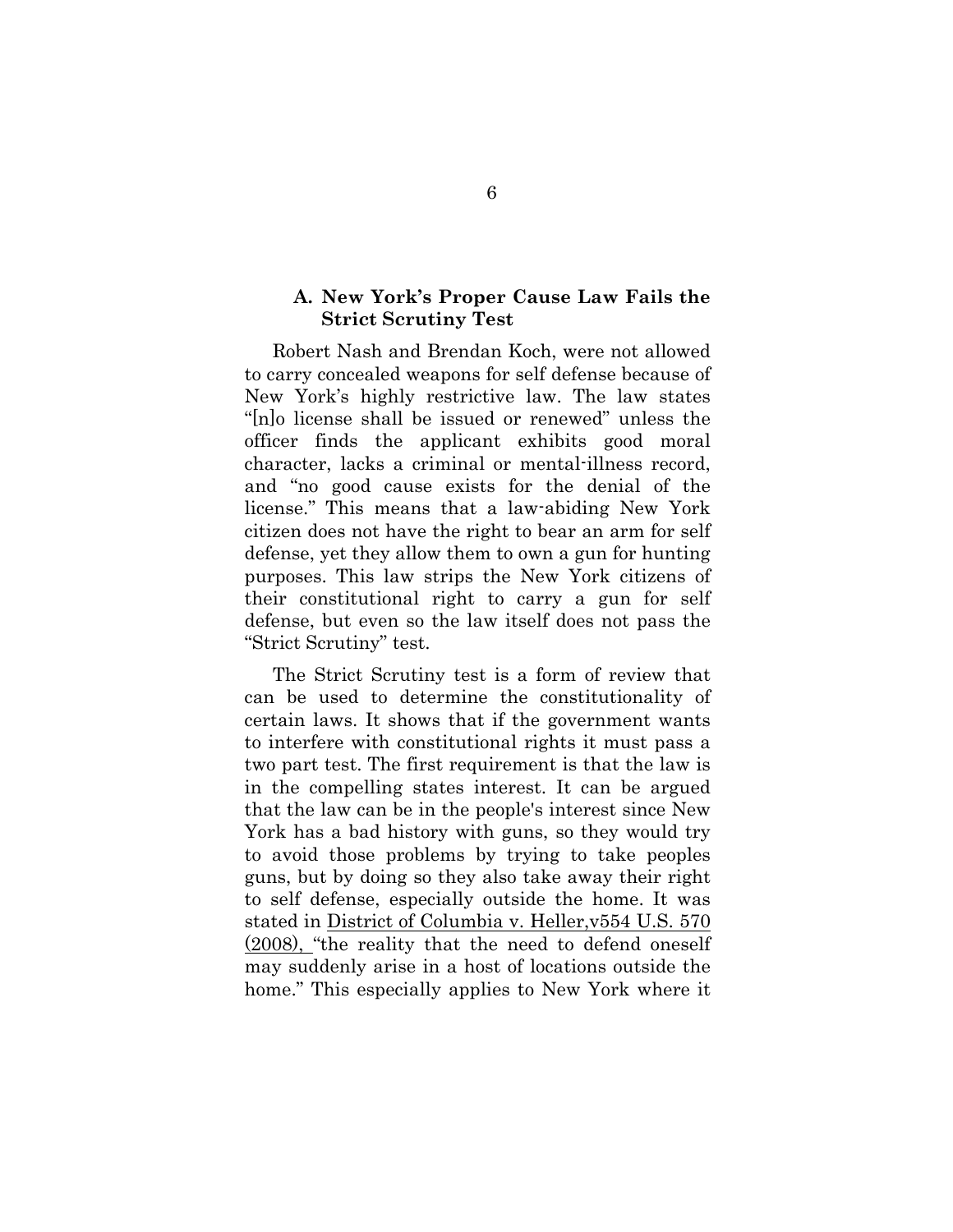### A. New York's Proper Cause Law Fails the Strict Scrutiny Test

Robert Nash and Brendan Koch, were not allowed to carry concealed weapons for self defense because of New York's highly restrictive law. The law states "[n]o license shall be issued or renewed" unless the officer finds the applicant exhibits good moral character, lacks a criminal or mental-illness record, and "no good cause exists for the denial of the license." This means that a law-abiding New York citizen does not have the right to bear an arm for self defense, yet they allow them to own a gun for hunting purposes. This law strips the New York citizens of their constitutional right to carry a gun for self defense, but even so the law itself does not pass the "Strict Scrutiny" test.

The Strict Scrutiny test is a form of review that can be used to determine the constitutionality of certain laws. It shows that if the government wants to interfere with constitutional rights it must pass a two part test. The first requirement is that the law is in the compelling states interest. It can be argued that the law can be in the people's interest since New York has a bad history with guns, so they would try to avoid those problems by trying to take peoples guns, but by doing so they also take away their right to self defense, especially outside the home. It was stated in <u>District of Columbia v. Heller,v554 U.S. 570 (2008),</u> "the reality that the need to defend oneself may suddenly arise in a host of locations outside the home." This especially applies to New York where it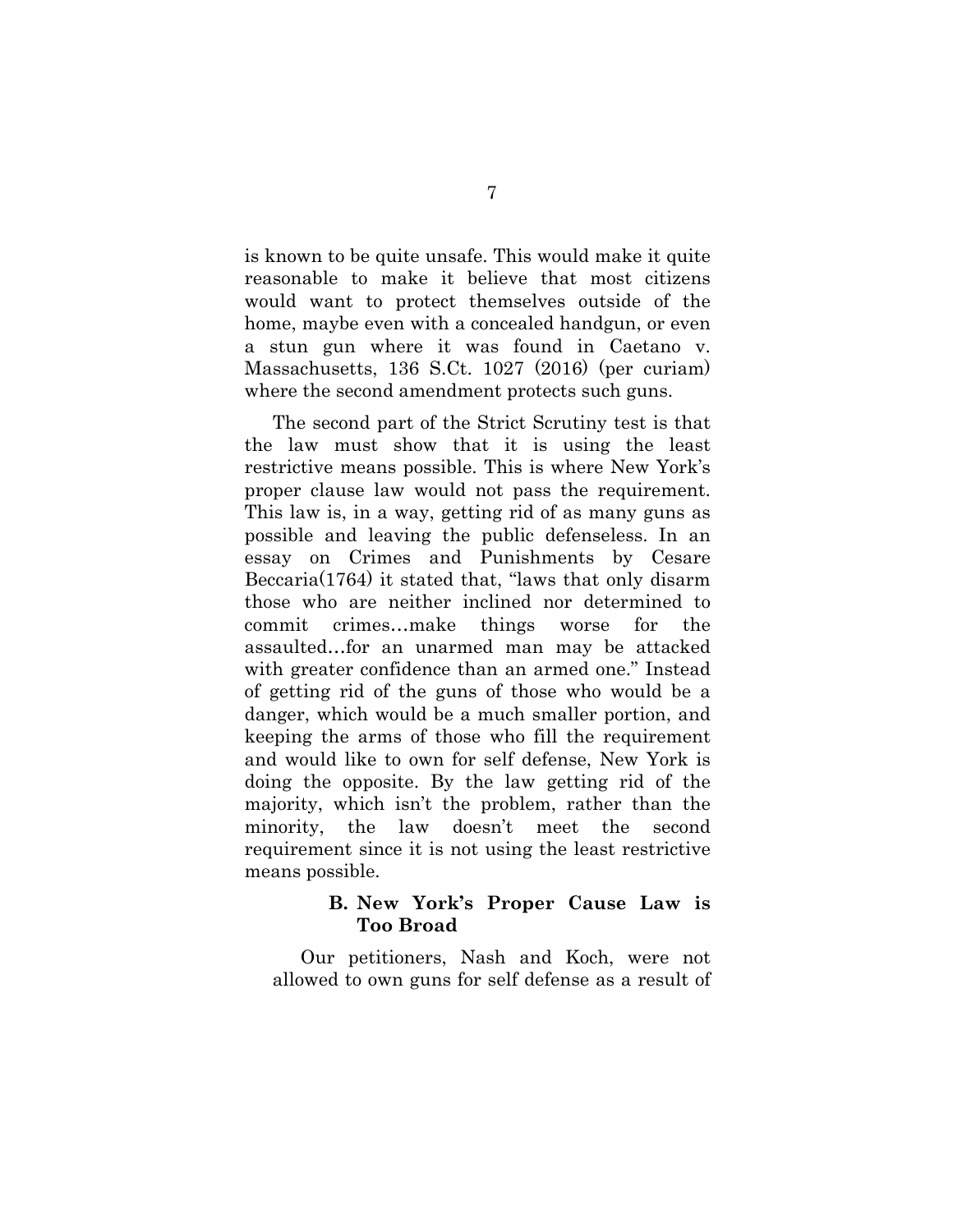is known to be quite unsafe. This would make it quite reasonable to make it believe that most citizens would want to protect themselves outside of the home, maybe even with a concealed handgun, or even a stun gun where it was found in Caetano v. Massachusetts, 136 S.Ct. 1027 (2016) (per curiam) where the second amendment protects such guns.

The second part of the Strict Scrutiny test is that the law must show that it is using the least restrictive means possible. This is where New York's proper clause law would not pass the requirement. This law is, in a way, getting rid of as many guns as possible and leaving the public defenseless. In an essay on Crimes and Punishments by Cesare Beccaria(1764) it stated that, "laws that only disarm those who are neither inclined nor determined to commit crimes…make things worse for the assaulted…for an unarmed man may be attacked with greater confidence than an armed one." Instead of getting rid of the guns of those who would be a danger, which would be a much smaller portion, and keeping the arms of those who fill the requirement and would like to own for self defense, New York is doing the opposite. By the law getting rid of the majority, which isn't the problem, rather than the minority, the law doesn't meet the second requirement since it is not using the least restrictive means possible.

### B. New York's Proper Cause Law is Too Broad

Our petitioners, Nash and Koch, were not allowed to own guns for self defense as a result of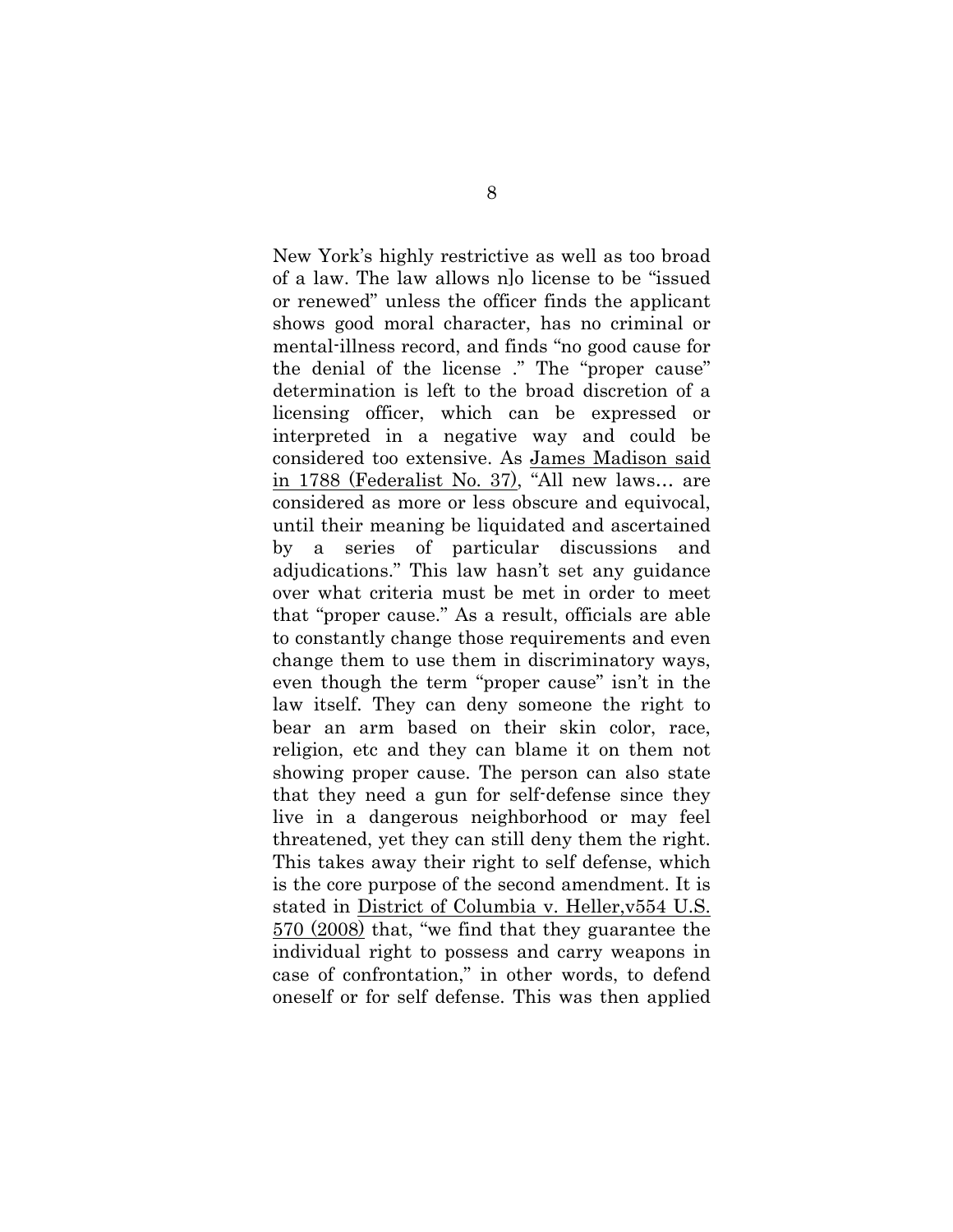New York's highly restrictive as well as too broad of a law. The law allows n]o license to be "issued or renewed" unless the officer finds the applicant shows good moral character, has no criminal or mental-illness record, and finds "no good cause for the denial of the license ." The "proper cause" determination is left to the broad discretion of a licensing officer, which can be expressed or interpreted in a negative way and could be considered too extensive. As <u>James Madison said in 1788 (Federalist No. 37)</u>, "All new laws… are considered as more or less obscure and equivocal, until their meaning be liquidated and ascertained by a series of particular discussions and adjudications." This law hasn't set any guidance over what criteria must be met in order to meet that "proper cause." As a result, officials are able to constantly change those requirements and even change them to use them in discriminatory ways, even though the term "proper cause" isn't in the law itself. They can deny someone the right to bear an arm based on their skin color, race, religion, etc and they can blame it on them not showing proper cause. The person can also state that they need a gun for self-defense since they live in a dangerous neighborhood or may feel threatened, yet they can still deny them the right. This takes away their right to self defense, which is the core purpose of the second amendment. It is stated in <u>District of Columbia v. Heller,v554 U.S. 570 (2008)</u> that, "we find that they guarantee the individual right to possess and carry weapons in case of confrontation," in other words, to defend oneself or for self defense. This was then applied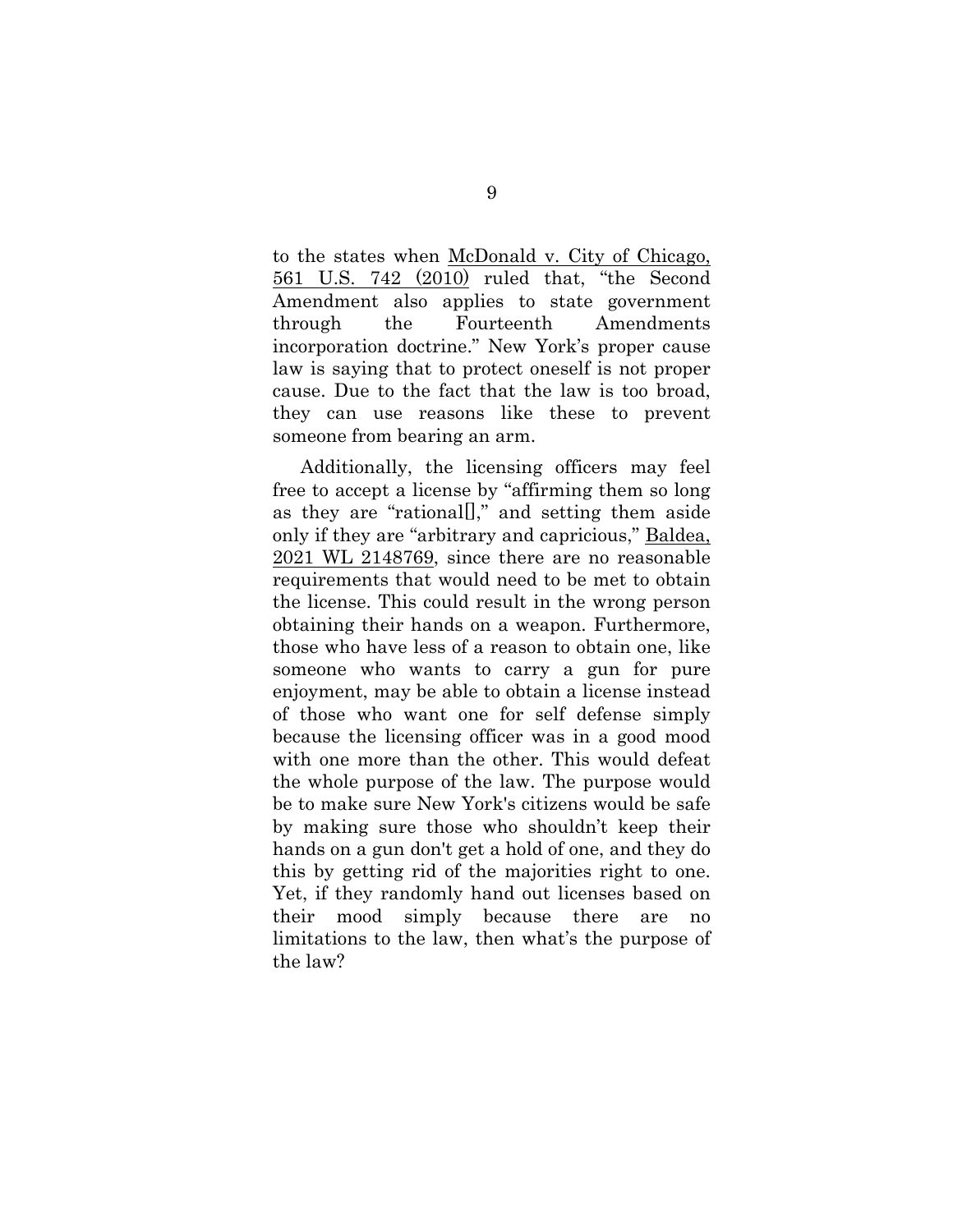to the states when McDonald v. City of Chicago, 561 U.S. 742 (2010) ruled that, "the Second Amendment also applies to state government through the Fourteenth Amendments incorporation doctrine." New York's proper cause law is saying that to protect oneself is not proper cause. Due to the fact that the law is too broad, they can use reasons like these to prevent someone from bearing an arm.

Additionally, the licensing officers may feel free to accept a license by "affirming them so long as they are "rational[]," and setting them aside only if they are "arbitrary and capricious," Baldea, 2021 WL 2148769, since there are no reasonable requirements that would need to be met to obtain the license. This could result in the wrong person obtaining their hands on a weapon. Furthermore, those who have less of a reason to obtain one, like someone who wants to carry a gun for pure enjoyment, may be able to obtain a license instead of those who want one for self defense simply because the licensing officer was in a good mood with one more than the other. This would defeat the whole purpose of the law. The purpose would be to make sure New York's citizens would be safe by making sure those who shouldn't keep their hands on a gun don't get a hold of one, and they do this by getting rid of the majorities right to one. Yet, if they randomly hand out licenses based on their mood simply because there are no limitations to the law, then what's the purpose of the law?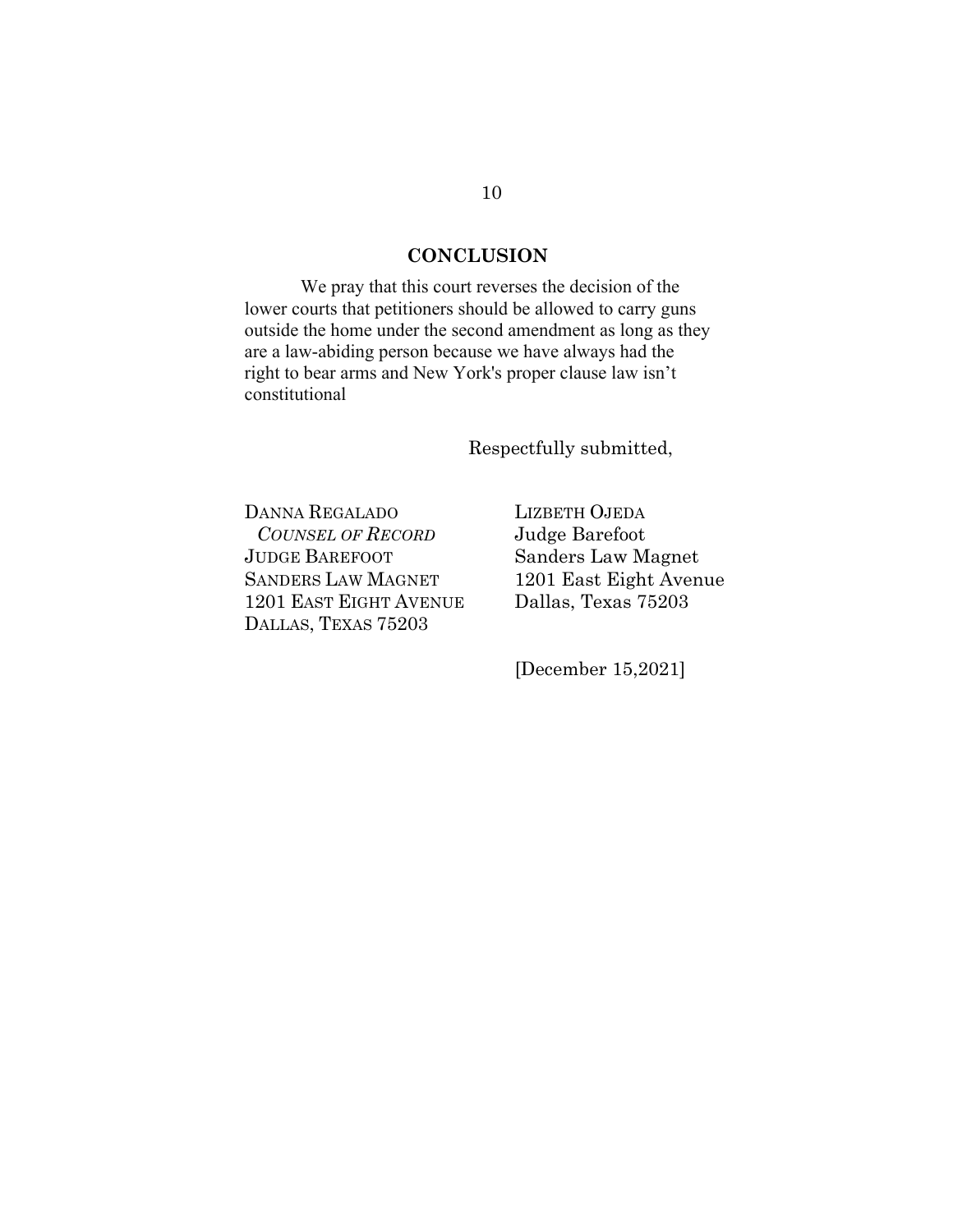## CONCLUSION

We pray that this court reverses the decision of the lower courts that petitioners should be allowed to carry guns outside the home under the second amendment as long as they are a law-abiding person because we have always had the right to bear arms and New York's proper clause law isn't constitutional

Respectfully submitted,

DANNA REGALADO
*COUNSEL OF RECORD*
JUDGE BAREFOOT
SANDERS LAW MAGNET
1201 EAST EIGHT AVENUE
DALLAS, TEXAS 75203

LIZBETH OJEDA
Judge Barefoot
Sanders Law Magnet
1201 East Eight Avenue
Dallas, Texas 75203

[December 15,2021]